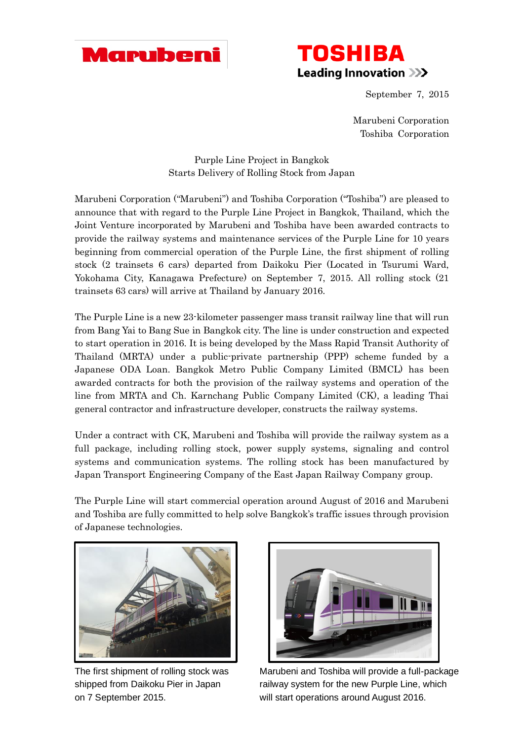Marubeni

TOSHIBA
Leading Innovation >>>

September 7, 2015

Marubeni Corporation
Toshiba Corporation

# Purple Line Project in Bangkok Starts Delivery of Rolling Stock from Japan

Marubeni Corporation ("Marubeni") and Toshiba Corporation ("Toshiba") are pleased to announce that with regard to the Purple Line Project in Bangkok, Thailand, which the Joint Venture incorporated by Marubeni and Toshiba have been awarded contracts to provide the railway systems and maintenance services of the Purple Line for 10 years beginning from commercial operation of the Purple Line, the first shipment of rolling stock (2 trainsets 6 cars) departed from Daikoku Pier (Located in Tsurumi Ward, Yokohama City, Kanagawa Prefecture) on September 7, 2015. All rolling stock (21 trainsets 63 cars) will arrive at Thailand by January 2016.

The Purple Line is a new 23-kilometer passenger mass transit railway line that will run from Bang Yai to Bang Sue in Bangkok city. The line is under construction and expected to start operation in 2016. It is being developed by the Mass Rapid Transit Authority of Thailand (MRTA) under a public-private partnership (PPP) scheme funded by a Japanese ODA Loan. Bangkok Metro Public Company Limited (BMCL) has been awarded contracts for both the provision of the railway systems and operation of the line from MRTA and Ch. Karnchang Public Company Limited (CK), a leading Thai general contractor and infrastructure developer, constructs the railway systems.

Under a contract with CK, Marubeni and Toshiba will provide the railway system as a full package, including rolling stock, power supply systems, signaling and control systems and communication systems. The rolling stock has been manufactured by Japan Transport Engineering Company of the East Japan Railway Company group.

The Purple Line will start commercial operation around August of 2016 and Marubeni and Toshiba are fully committed to help solve Bangkok's traffic issues through provision of Japanese technologies.

The first shipment of rolling stock was shipped from Daikoku Pier in Japan on 7 September 2015.

Marubeni and Toshiba will provide a full-package railway system for the new Purple Line, which will start operations around August 2016.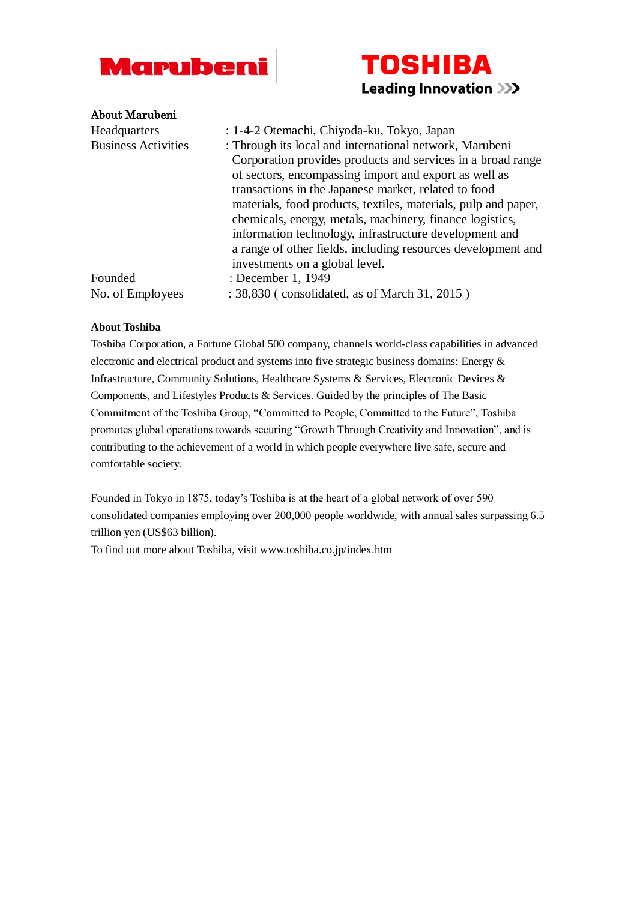Marubeni

TOSHIBA
Leading Innovation >>>

**About Marubeni**

| | |
|---|---|
| Headquarters | : 1-4-2 Otemachi, Chiyoda-ku, Tokyo, Japan |
| Business Activities | : Through its local and international network, Marubeni Corporation provides products and services in a broad range of sectors, encompassing import and export as well as transactions in the Japanese market, related to food materials, food products, textiles, materials, pulp and paper, chemicals, energy, metals, machinery, finance logistics, information technology, infrastructure development and a range of other fields, including resources development and investments on a global level. |
| Founded | : December 1, 1949 |
| No. of Employees | : 38,830 ( consolidated, as of March 31, 2015 ) |

**About Toshiba**

Toshiba Corporation, a Fortune Global 500 company, channels world-class capabilities in advanced electronic and electrical product and systems into five strategic business domains: Energy & Infrastructure, Community Solutions, Healthcare Systems & Services, Electronic Devices & Components, and Lifestyles Products & Services. Guided by the principles of The Basic Commitment of the Toshiba Group, "Committed to People, Committed to the Future", Toshiba promotes global operations towards securing "Growth Through Creativity and Innovation", and is contributing to the achievement of a world in which people everywhere live safe, secure and comfortable society.

Founded in Tokyo in 1875, today's Toshiba is at the heart of a global network of over 590 consolidated companies employing over 200,000 people worldwide, with annual sales surpassing 6.5 trillion yen (US$63 billion).

To find out more about Toshiba, visit www.toshiba.co.jp/index.htm